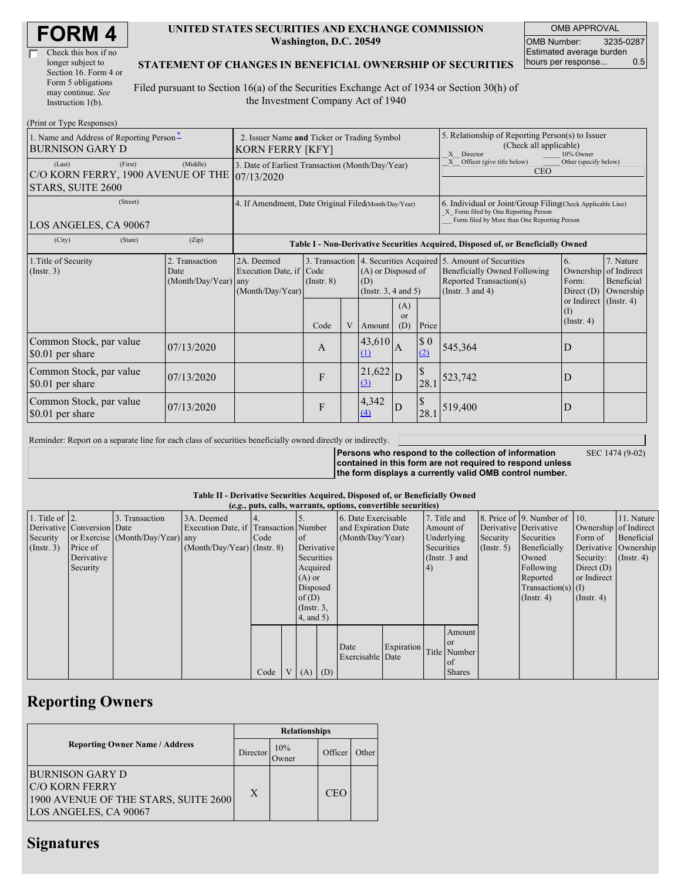# FORM 4

☐ Check this box if no longer subject to Section 16. Form 4 or Form 5 obligations may continue. *See* Instruction 1(b).

**UNITED STATES SECURITIES AND EXCHANGE COMMISSION**
**Washington, D.C. 20549**

**STATEMENT OF CHANGES IN BENEFICIAL OWNERSHIP OF SECURITIES**

Filed pursuant to Section 16(a) of the Securities Exchange Act of 1934 or Section 30(h) of the Investment Company Act of 1940

| OMB APPROVAL | |
|---|---|
| OMB Number: | 3235-0287 |
| Estimated average burden hours per response... | 0.5 |

(Print or Type Responses)

| 1. Name and Address of Reporting Person* | 2. Issuer Name and Ticker or Trading Symbol | 5. Relationship of Reporting Person(s) to Issuer (Check all applicable) |
|---|---|---|
| BURNISON GARY D | KORN FERRY [KFY] | _X_ Director ___ 10% Owner |
| (Last) (First) (Middle) C/O KORN FERRY, 1900 AVENUE OF THE STARS, SUITE 2600 | 3. Date of Earliest Transaction (Month/Day/Year) 07/13/2020 | _X_ Officer (give title below) ___ Other (specify below) CEO |
| (Street) LOS ANGELES, CA 90067 | 4. If Amendment, Date Original Filed(Month/Day/Year) | 6. Individual or Joint/Group Filing(Check Applicable Line) _X_ Form filed by One Reporting Person ___ Form filed by More than One Reporting Person |
| (City) (State) (Zip) | | |

**Table I - Non-Derivative Securities Acquired, Disposed of, or Beneficially Owned**

| 1.Title of Security (Instr. 3) | 2. Transaction Date (Month/Day/Year) | 2A. Deemed Execution Date, if any (Month/Day/Year) | 3. Transaction Code (Instr. 8) | | 4. Securities Acquired (A) or Disposed of (D) (Instr. 3, 4 and 5) | | | 5. Amount of Securities Beneficially Owned Following Reported Transaction(s) (Instr. 3 and 4) | 6. Ownership Form: Direct (D) or Indirect (I) (Instr. 4) | 7. Nature of Indirect Beneficial Ownership (Instr. 4) |
|---|---|---|---|---|---|---|---|---|---|---|
| | | | Code | V | Amount | (A) or (D) | Price | | | |
| Common Stock, par value $0.01 per share | 07/13/2020 | | A | | 43,610 (1) | A | $ 0 (2) | 545,364 | D | |
| Common Stock, par value $0.01 per share | 07/13/2020 | | F | | 21,622 (3) | D | $ 28.1 | 523,742 | D | |
| Common Stock, par value $0.01 per share | 07/13/2020 | | F | | 4,342 (4) | D | $ 28.1 | 519,400 | D | |

Reminder: Report on a separate line for each class of securities beneficially owned directly or indirectly.

**Persons who respond to the collection of information contained in this form are not required to respond unless the form displays a currently valid OMB control number.** SEC 1474 (9-02)

**Table II - Derivative Securities Acquired, Disposed of, or Beneficially Owned**
**(*e.g.*, puts, calls, warrants, options, convertible securities)**

| 1. Title of Derivative Security (Instr. 3) | 2. Conversion or Exercise Price of Derivative Security | 3. Transaction Date (Month/Day/Year) | 3A. Deemed Execution Date, if any (Month/Day/Year) | 4. Transaction Code (Instr. 8) | | 5. Number of Derivative Securities Acquired (A) or Disposed of (D) (Instr. 3, 4, and 5) | | 6. Date Exercisable and Expiration Date (Month/Day/Year) | | 7. Title and Amount of Underlying Securities (Instr. 3 and 4) | | 8. Price of Derivative Security (Instr. 5) | 9. Number of Derivative Securities Beneficially Owned Following Reported Transaction(s) (Instr. 4) | 10. Ownership Form of Derivative Security: Direct (D) or Indirect (I) (Instr. 4) | 11. Nature of Indirect Beneficial Ownership (Instr. 4) |
|---|---|---|---|---|---|---|---|---|---|---|---|---|---|---|---|
| | | | | Code | V | (A) | (D) | Date Exercisable | Expiration Date | Title | Amount or Number of Shares | | | | |

## Reporting Owners

| Reporting Owner Name / Address | Relationships | | | |
|---|---|---|---|---|
| | Director | 10% Owner | Officer | Other |
| BURNISON GARY D C/O KORN FERRY 1900 AVENUE OF THE STARS, SUITE 2600 LOS ANGELES, CA 90067 | X | | CEO | |

## Signatures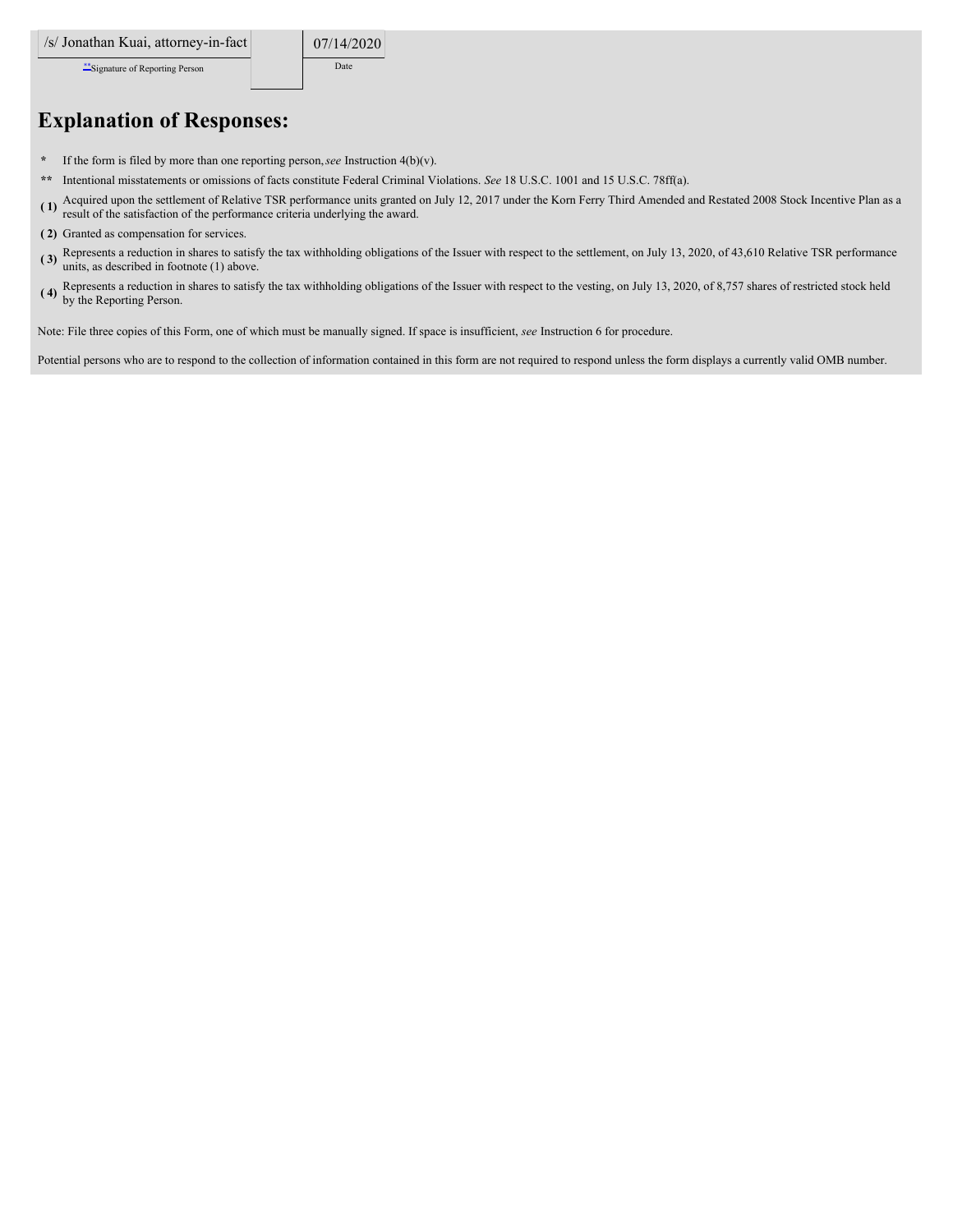| /s/ Jonathan Kuai, attorney-in-fact | | 07/14/2020 |
| --- | --- | --- |
| **Signature of Reporting Person | | Date |

# Explanation of Responses:

* If the form is filed by more than one reporting person, *see* Instruction 4(b)(v).

** Intentional misstatements or omissions of facts constitute Federal Criminal Violations. *See* 18 U.S.C. 1001 and 15 U.S.C. 78ff(a).

**( 1)** Acquired upon the settlement of Relative TSR performance units granted on July 12, 2017 under the Korn Ferry Third Amended and Restated 2008 Stock Incentive Plan as a result of the satisfaction of the performance criteria underlying the award.

**( 2)** Granted as compensation for services.

**( 3)** Represents a reduction in shares to satisfy the tax withholding obligations of the Issuer with respect to the settlement, on July 13, 2020, of 43,610 Relative TSR performance units, as described in footnote (1) above.

**( 4)** Represents a reduction in shares to satisfy the tax withholding obligations of the Issuer with respect to the vesting, on July 13, 2020, of 8,757 shares of restricted stock held by the Reporting Person.

Note: File three copies of this Form, one of which must be manually signed. If space is insufficient, *see* Instruction 6 for procedure.

Potential persons who are to respond to the collection of information contained in this form are not required to respond unless the form displays a currently valid OMB number.